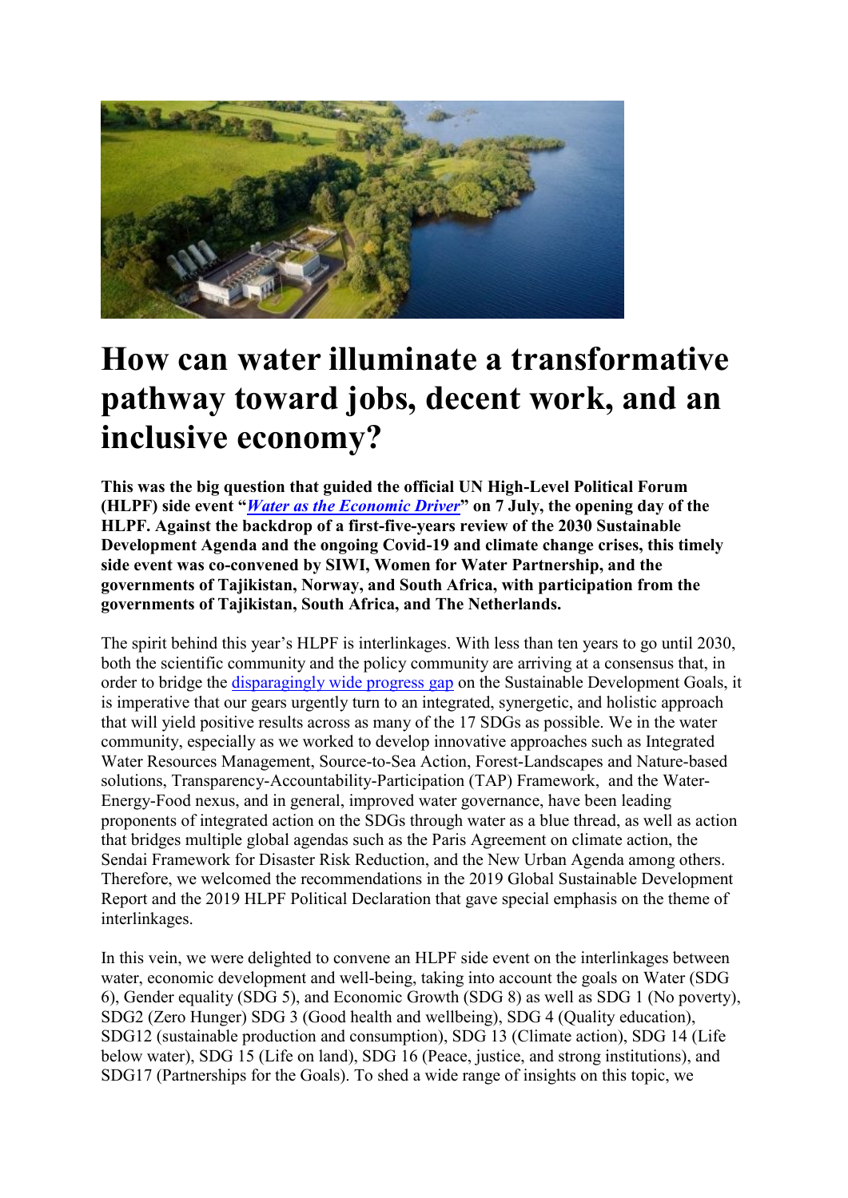# How can water illuminate a transformative pathway toward jobs, decent work, and an inclusive economy?

**This was the big question that guided the official UN High-Level Political Forum (HLPF) side event "*Water as the Economic Driver*" on 7 July, the opening day of the HLPF. Against the backdrop of a first-five-years review of the 2030 Sustainable Development Agenda and the ongoing Covid-19 and climate change crises, this timely side event was co-convened by SIWI, Women for Water Partnership, and the governments of Tajikistan, Norway, and South Africa, with participation from the governments of Tajikistan, South Africa, and The Netherlands.**

The spirit behind this year's HLPF is interlinkages. With less than ten years to go until 2030, both the scientific community and the policy community are arriving at a consensus that, in order to bridge the disparagingly wide progress gap on the Sustainable Development Goals, it is imperative that our gears urgently turn to an integrated, synergetic, and holistic approach that will yield positive results across as many of the 17 SDGs as possible. We in the water community, especially as we worked to develop innovative approaches such as Integrated Water Resources Management, Source-to-Sea Action, Forest-Landscapes and Nature-based solutions, Transparency-Accountability-Participation (TAP) Framework, and the Water-Energy-Food nexus, and in general, improved water governance, have been leading proponents of integrated action on the SDGs through water as a blue thread, as well as action that bridges multiple global agendas such as the Paris Agreement on climate action, the Sendai Framework for Disaster Risk Reduction, and the New Urban Agenda among others. Therefore, we welcomed the recommendations in the 2019 Global Sustainable Development Report and the 2019 HLPF Political Declaration that gave special emphasis on the theme of interlinkages.

In this vein, we were delighted to convene an HLPF side event on the interlinkages between water, economic development and well-being, taking into account the goals on Water (SDG 6), Gender equality (SDG 5), and Economic Growth (SDG 8) as well as SDG 1 (No poverty), SDG2 (Zero Hunger) SDG 3 (Good health and wellbeing), SDG 4 (Quality education), SDG12 (sustainable production and consumption), SDG 13 (Climate action), SDG 14 (Life below water), SDG 15 (Life on land), SDG 16 (Peace, justice, and strong institutions), and SDG17 (Partnerships for the Goals). To shed a wide range of insights on this topic, we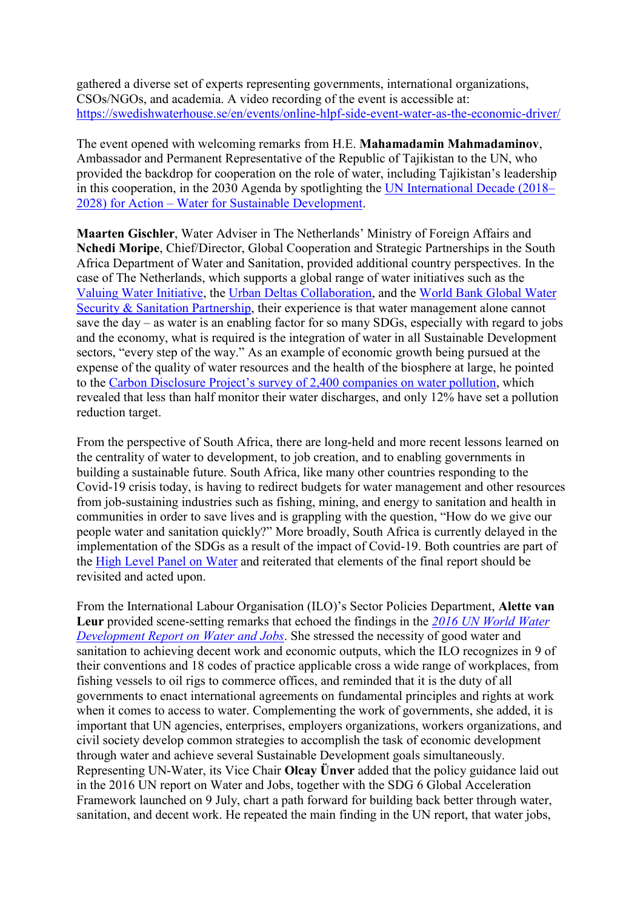gathered a diverse set of experts representing governments, international organizations, CSOs/NGOs, and academia. A video recording of the event is accessible at: [https://swedishwaterhouse.se/en/events/online-hlpf-side-event-water-as-the-economic-driver/](https://swedishwaterhouse.se/en/events/online-hlpf-side-event-water-as-the-economic-driver/)

The event opened with welcoming remarks from H.E. **Mahamadamin Mahmadaminov**, Ambassador and Permanent Representative of the Republic of Tajikistan to the UN, who provided the backdrop for cooperation on the role of water, including Tajikistan's leadership in this cooperation, in the 2030 Agenda by spotlighting the [UN International Decade (2018–2028) for Action – Water for Sustainable Development](#).

**Maarten Gischler**, Water Adviser in The Netherlands' Ministry of Foreign Affairs and **Nchedi Moripe**, Chief/Director, Global Cooperation and Strategic Partnerships in the South Africa Department of Water and Sanitation, provided additional country perspectives. In the case of The Netherlands, which supports a global range of water initiatives such as the [Valuing Water Initiative](#), the [Urban Deltas Collaboration](#), and the [World Bank Global Water Security & Sanitation Partnership](#), their experience is that water management alone cannot save the day – as water is an enabling factor for so many SDGs, especially with regard to jobs and the economy, what is required is the integration of water in all Sustainable Development sectors, "every step of the way." As an example of economic growth being pursued at the expense of the quality of water resources and the health of the biosphere at large, he pointed to the [Carbon Disclosure Project's survey of 2,400 companies on water pollution](#), which revealed that less than half monitor their water discharges, and only 12% have set a pollution reduction target.

From the perspective of South Africa, there are long-held and more recent lessons learned on the centrality of water to development, to job creation, and to enabling governments in building a sustainable future. South Africa, like many other countries responding to the Covid-19 crisis today, is having to redirect budgets for water management and other resources from job-sustaining industries such as fishing, mining, and energy to sanitation and health in communities in order to save lives and is grappling with the question, "How do we give our people water and sanitation quickly?" More broadly, South Africa is currently delayed in the implementation of the SDGs as a result of the impact of Covid-19. Both countries are part of the [High Level Panel on Water](#) and reiterated that elements of the final report should be revisited and acted upon.

From the International Labour Organisation (ILO)'s Sector Policies Department, **Alette van Leur** provided scene-setting remarks that echoed the findings in the [*2016 UN World Water Development Report on Water and Jobs*](#). She stressed the necessity of good water and sanitation to achieving decent work and economic outputs, which the ILO recognizes in 9 of their conventions and 18 codes of practice applicable cross a wide range of workplaces, from fishing vessels to oil rigs to commerce offices, and reminded that it is the duty of all governments to enact international agreements on fundamental principles and rights at work when it comes to access to water. Complementing the work of governments, she added, it is important that UN agencies, enterprises, employers organizations, workers organizations, and civil society develop common strategies to accomplish the task of economic development through water and achieve several Sustainable Development goals simultaneously. Representing UN-Water, its Vice Chair **Olcay Ünver** added that the policy guidance laid out in the 2016 UN report on Water and Jobs, together with the SDG 6 Global Acceleration Framework launched on 9 July, chart a path forward for building back better through water, sanitation, and decent work. He repeated the main finding in the UN report, that water jobs,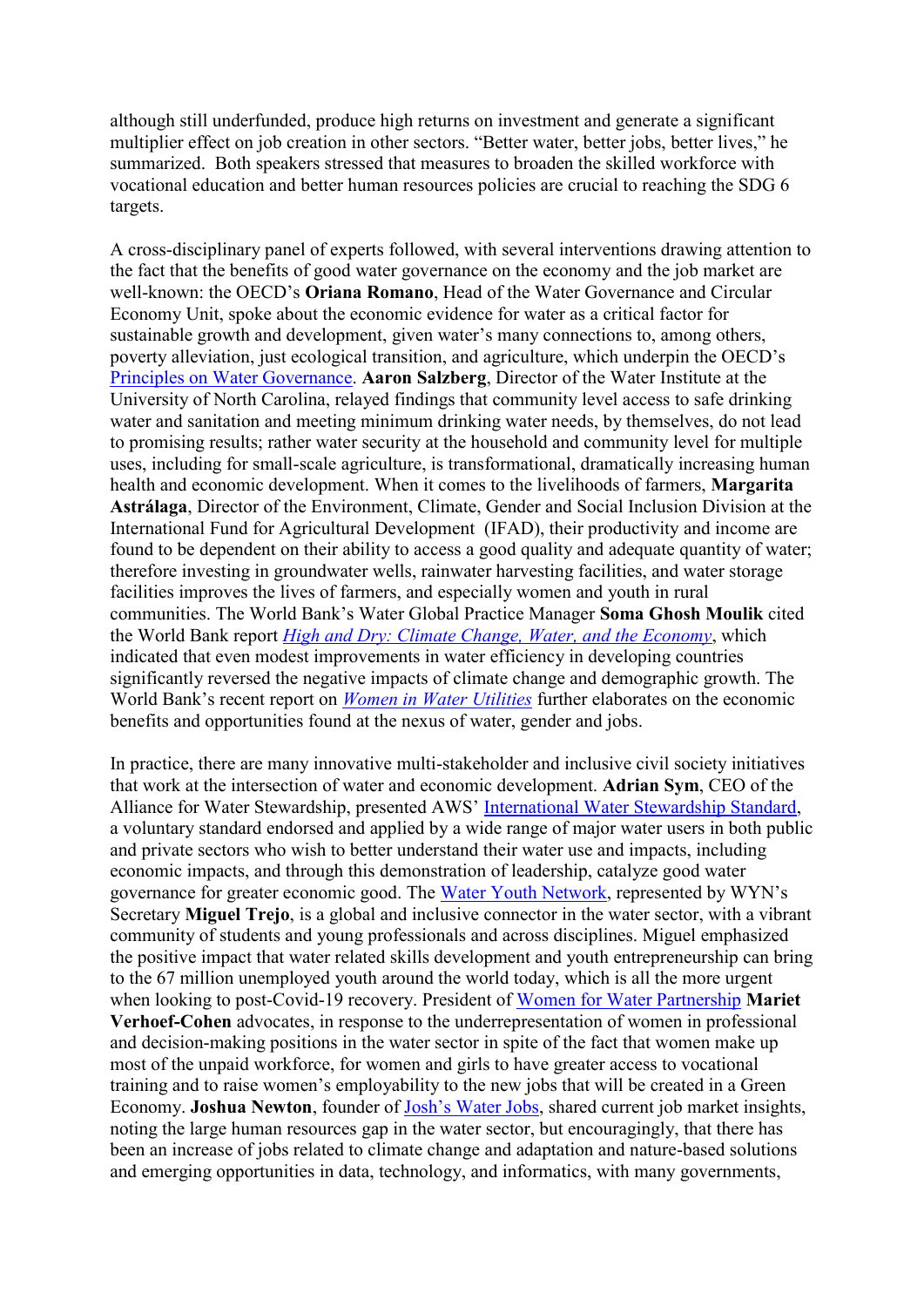although still underfunded, produce high returns on investment and generate a significant multiplier effect on job creation in other sectors. "Better water, better jobs, better lives," he summarized. Both speakers stressed that measures to broaden the skilled workforce with vocational education and better human resources policies are crucial to reaching the SDG 6 targets.

A cross-disciplinary panel of experts followed, with several interventions drawing attention to the fact that the benefits of good water governance on the economy and the job market are well-known: the OECD's **Oriana Romano**, Head of the Water Governance and Circular Economy Unit, spoke about the economic evidence for water as a critical factor for sustainable growth and development, given water's many connections to, among others, poverty alleviation, just ecological transition, and agriculture, which underpin the OECD's Principles on Water Governance. **Aaron Salzberg**, Director of the Water Institute at the University of North Carolina, relayed findings that community level access to safe drinking water and sanitation and meeting minimum drinking water needs, by themselves, do not lead to promising results; rather water security at the household and community level for multiple uses, including for small-scale agriculture, is transformational, dramatically increasing human health and economic development. When it comes to the livelihoods of farmers, **Margarita Astrálaga**, Director of the Environment, Climate, Gender and Social Inclusion Division at the International Fund for Agricultural Development (IFAD), their productivity and income are found to be dependent on their ability to access a good quality and adequate quantity of water; therefore investing in groundwater wells, rainwater harvesting facilities, and water storage facilities improves the lives of farmers, and especially women and youth in rural communities. The World Bank's Water Global Practice Manager **Soma Ghosh Moulik** cited the World Bank report *High and Dry: Climate Change, Water, and the Economy*, which indicated that even modest improvements in water efficiency in developing countries significantly reversed the negative impacts of climate change and demographic growth. The World Bank's recent report on *Women in Water Utilities* further elaborates on the economic benefits and opportunities found at the nexus of water, gender and jobs.

In practice, there are many innovative multi-stakeholder and inclusive civil society initiatives that work at the intersection of water and economic development. **Adrian Sym**, CEO of the Alliance for Water Stewardship, presented AWS' International Water Stewardship Standard, a voluntary standard endorsed and applied by a wide range of major water users in both public and private sectors who wish to better understand their water use and impacts, including economic impacts, and through this demonstration of leadership, catalyze good water governance for greater economic good. The Water Youth Network, represented by WYN's Secretary **Miguel Trejo**, is a global and inclusive connector in the water sector, with a vibrant community of students and young professionals and across disciplines. Miguel emphasized the positive impact that water related skills development and youth entrepreneurship can bring to the 67 million unemployed youth around the world today, which is all the more urgent when looking to post-Covid-19 recovery. President of Women for Water Partnership **Mariet Verhoef-Cohen** advocates, in response to the underrepresentation of women in professional and decision-making positions in the water sector in spite of the fact that women make up most of the unpaid workforce, for women and girls to have greater access to vocational training and to raise women's employability to the new jobs that will be created in a Green Economy. **Joshua Newton**, founder of Josh's Water Jobs, shared current job market insights, noting the large human resources gap in the water sector, but encouragingly, that there has been an increase of jobs related to climate change and adaptation and nature-based solutions and emerging opportunities in data, technology, and informatics, with many governments,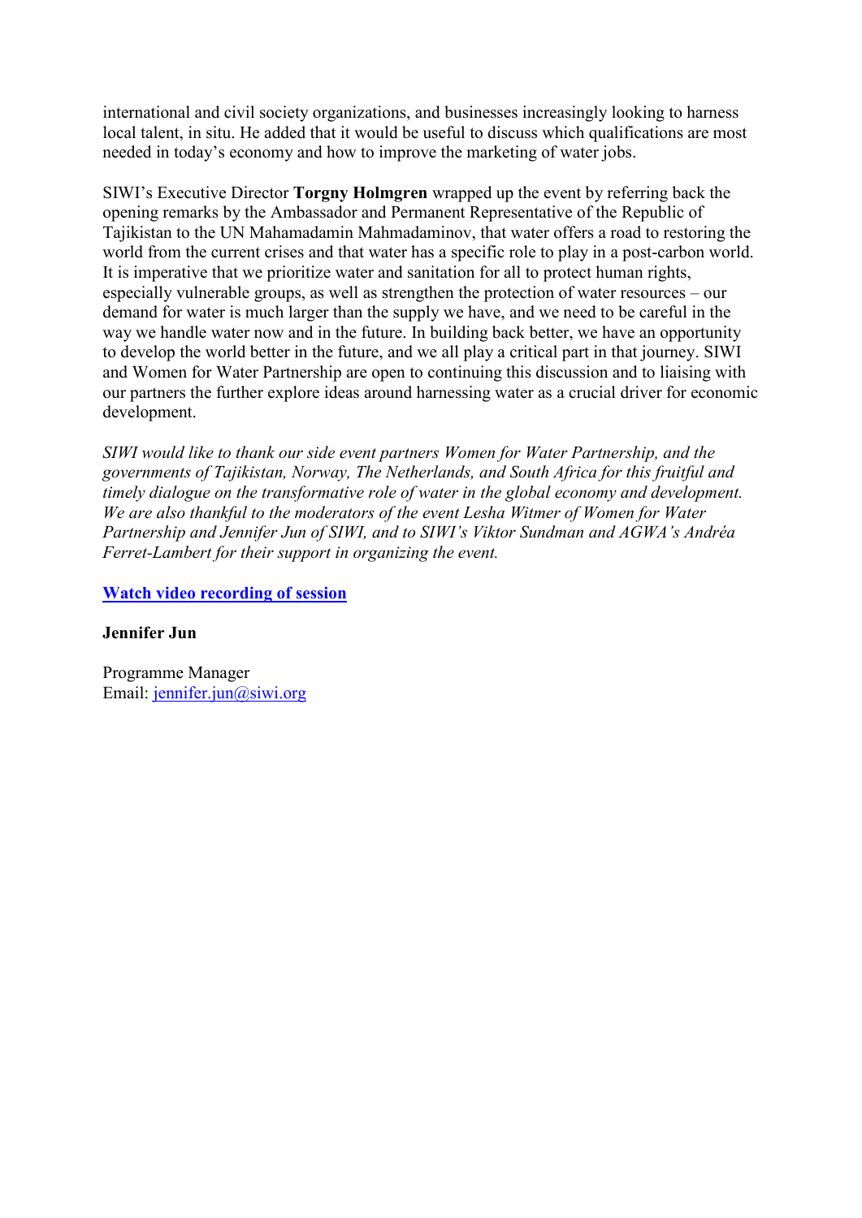international and civil society organizations, and businesses increasingly looking to harness local talent, in situ. He added that it would be useful to discuss which qualifications are most needed in today's economy and how to improve the marketing of water jobs.

SIWI's Executive Director **Torgny Holmgren** wrapped up the event by referring back the opening remarks by the Ambassador and Permanent Representative of the Republic of Tajikistan to the UN Mahamadamin Mahmadaminov, that water offers a road to restoring the world from the current crises and that water has a specific role to play in a post-carbon world. It is imperative that we prioritize water and sanitation for all to protect human rights, especially vulnerable groups, as well as strengthen the protection of water resources – our demand for water is much larger than the supply we have, and we need to be careful in the way we handle water now and in the future. In building back better, we have an opportunity to develop the world better in the future, and we all play a critical part in that journey. SIWI and Women for Water Partnership are open to continuing this discussion and to liaising with our partners the further explore ideas around harnessing water as a crucial driver for economic development.

*SIWI would like to thank our side event partners Women for Water Partnership, and the governments of Tajikistan, Norway, The Netherlands, and South Africa for this fruitful and timely dialogue on the transformative role of water in the global economy and development. We are also thankful to the moderators of the event Lesha Witmer of Women for Water Partnership and Jennifer Jun of SIWI, and to SIWI's Viktor Sundman and AGWA's Andréa Ferret-Lambert for their support in organizing the event.*

**Watch video recording of session**

**Jennifer Jun**

Programme Manager
Email: jennifer.jun@siwi.org